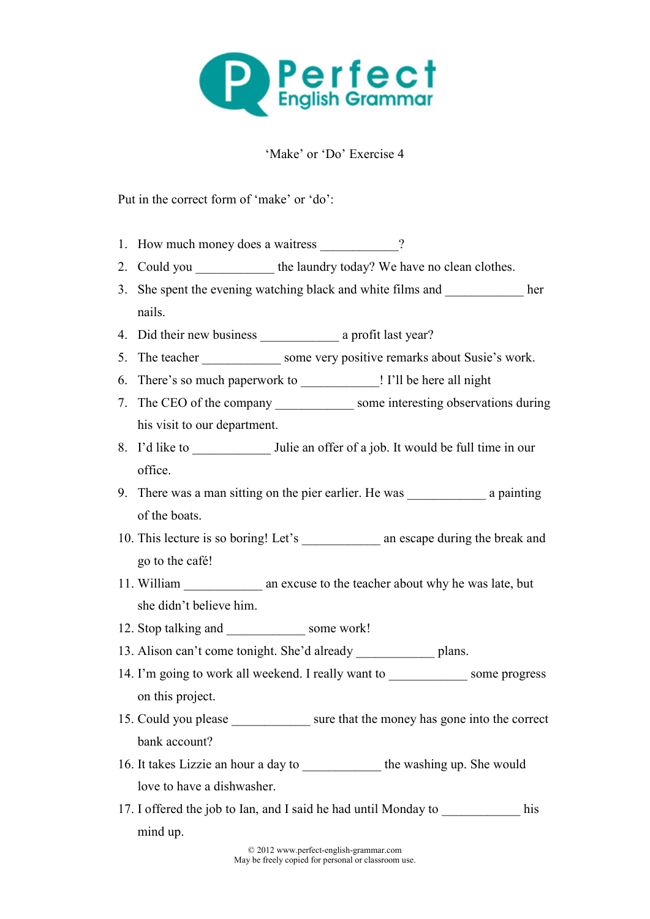# Perfect English Grammar

'Make' or 'Do' Exercise 4

Put in the correct form of 'make' or 'do':

1. How much money does a waitress ____________?
2. Could you ____________ the laundry today? We have no clean clothes.
3. She spent the evening watching black and white films and ____________ her nails.
4. Did their new business ____________ a profit last year?
5. The teacher ____________ some very positive remarks about Susie's work.
6. There's so much paperwork to ____________! I'll be here all night
7. The CEO of the company ____________ some interesting observations during his visit to our department.
8. I'd like to ____________ Julie an offer of a job. It would be full time in our office.
9. There was a man sitting on the pier earlier. He was ____________ a painting of the boats.
10. This lecture is so boring! Let's ____________ an escape during the break and go to the café!
11. William ____________ an excuse to the teacher about why he was late, but she didn't believe him.
12. Stop talking and ____________ some work!
13. Alison can't come tonight. She'd already ____________ plans.
14. I'm going to work all weekend. I really want to ____________ some progress on this project.
15. Could you please ____________ sure that the money has gone into the correct bank account?
16. It takes Lizzie an hour a day to ____________ the washing up. She would love to have a dishwasher.
17. I offered the job to Ian, and I said he had until Monday to ____________ his mind up.

© 2012 www.perfect-english-grammar.com
May be freely copied for personal or classroom use.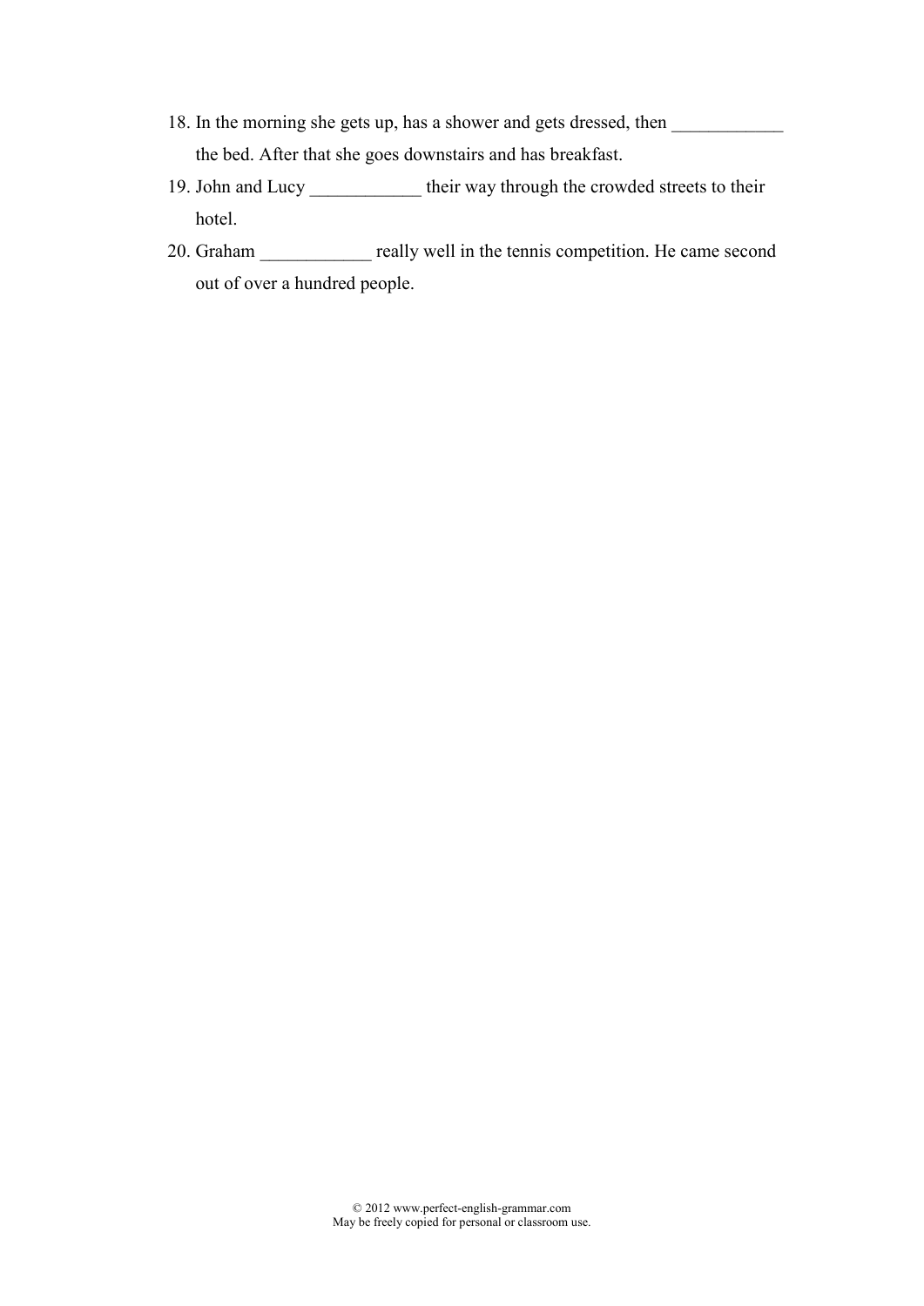18. In the morning she gets up, has a shower and gets dressed, then ____________ the bed. After that she goes downstairs and has breakfast.
19. John and Lucy ____________ their way through the crowded streets to their hotel.
20. Graham ____________ really well in the tennis competition. He came second out of over a hundred people.

© 2012 www.perfect-english-grammar.com
May be freely copied for personal or classroom use.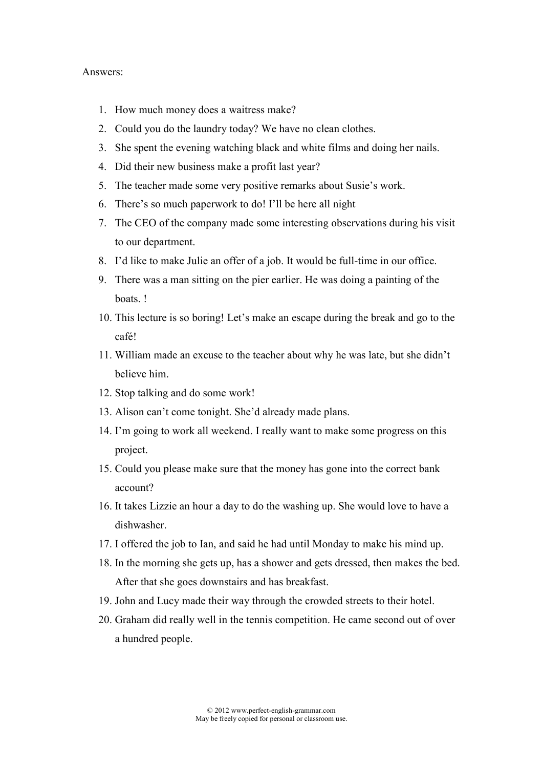Answers:

1. How much money does a waitress make?
2. Could you do the laundry today? We have no clean clothes.
3. She spent the evening watching black and white films and doing her nails.
4. Did their new business make a profit last year?
5. The teacher made some very positive remarks about Susie's work.
6. There's so much paperwork to do! I'll be here all night
7. The CEO of the company made some interesting observations during his visit to our department.
8. I'd like to make Julie an offer of a job. It would be full-time in our office.
9. There was a man sitting on the pier earlier. He was doing a painting of the boats. !
10. This lecture is so boring! Let's make an escape during the break and go to the café!
11. William made an excuse to the teacher about why he was late, but she didn't believe him.
12. Stop talking and do some work!
13. Alison can't come tonight. She'd already made plans.
14. I'm going to work all weekend. I really want to make some progress on this project.
15. Could you please make sure that the money has gone into the correct bank account?
16. It takes Lizzie an hour a day to do the washing up. She would love to have a dishwasher.
17. I offered the job to Ian, and said he had until Monday to make his mind up.
18. In the morning she gets up, has a shower and gets dressed, then makes the bed. After that she goes downstairs and has breakfast.
19. John and Lucy made their way through the crowded streets to their hotel.
20. Graham did really well in the tennis competition. He came second out of over a hundred people.

© 2012 www.perfect-english-grammar.com
May be freely copied for personal or classroom use.